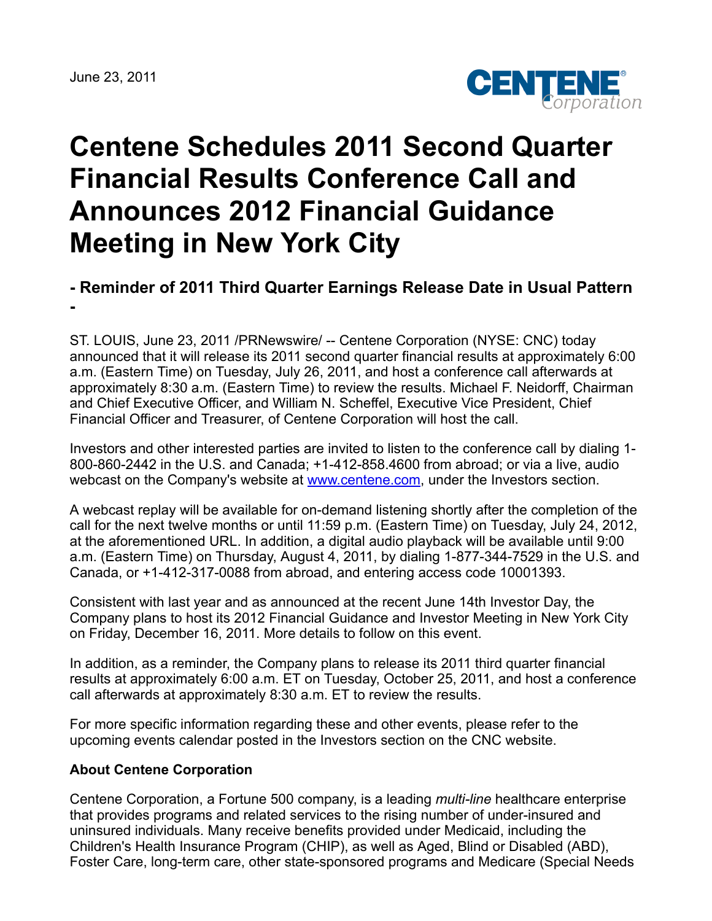June 23, 2011

# Centene Schedules 2011 Second Quarter Financial Results Conference Call and Announces 2012 Financial Guidance Meeting in New York City

## - Reminder of 2011 Third Quarter Earnings Release Date in Usual Pattern -

ST. LOUIS, June 23, 2011 /PRNewswire/ -- Centene Corporation (NYSE: CNC) today announced that it will release its 2011 second quarter financial results at approximately 6:00 a.m. (Eastern Time) on Tuesday, July 26, 2011, and host a conference call afterwards at approximately 8:30 a.m. (Eastern Time) to review the results. Michael F. Neidorff, Chairman and Chief Executive Officer, and William N. Scheffel, Executive Vice President, Chief Financial Officer and Treasurer, of Centene Corporation will host the call.

Investors and other interested parties are invited to listen to the conference call by dialing 1-800-860-2442 in the U.S. and Canada; +1-412-858.4600 from abroad; or via a live, audio webcast on the Company's website at www.centene.com, under the Investors section.

A webcast replay will be available for on-demand listening shortly after the completion of the call for the next twelve months or until 11:59 p.m. (Eastern Time) on Tuesday, July 24, 2012, at the aforementioned URL. In addition, a digital audio playback will be available until 9:00 a.m. (Eastern Time) on Thursday, August 4, 2011, by dialing 1-877-344-7529 in the U.S. and Canada, or +1-412-317-0088 from abroad, and entering access code 10001393.

Consistent with last year and as announced at the recent June 14th Investor Day, the Company plans to host its 2012 Financial Guidance and Investor Meeting in New York City on Friday, December 16, 2011. More details to follow on this event.

In addition, as a reminder, the Company plans to release its 2011 third quarter financial results at approximately 6:00 a.m. ET on Tuesday, October 25, 2011, and host a conference call afterwards at approximately 8:30 a.m. ET to review the results.

For more specific information regarding these and other events, please refer to the upcoming events calendar posted in the Investors section on the CNC website.

**About Centene Corporation**

Centene Corporation, a Fortune 500 company, is a leading *multi-line* healthcare enterprise that provides programs and related services to the rising number of under-insured and uninsured individuals. Many receive benefits provided under Medicaid, including the Children's Health Insurance Program (CHIP), as well as Aged, Blind or Disabled (ABD), Foster Care, long-term care, other state-sponsored programs and Medicare (Special Needs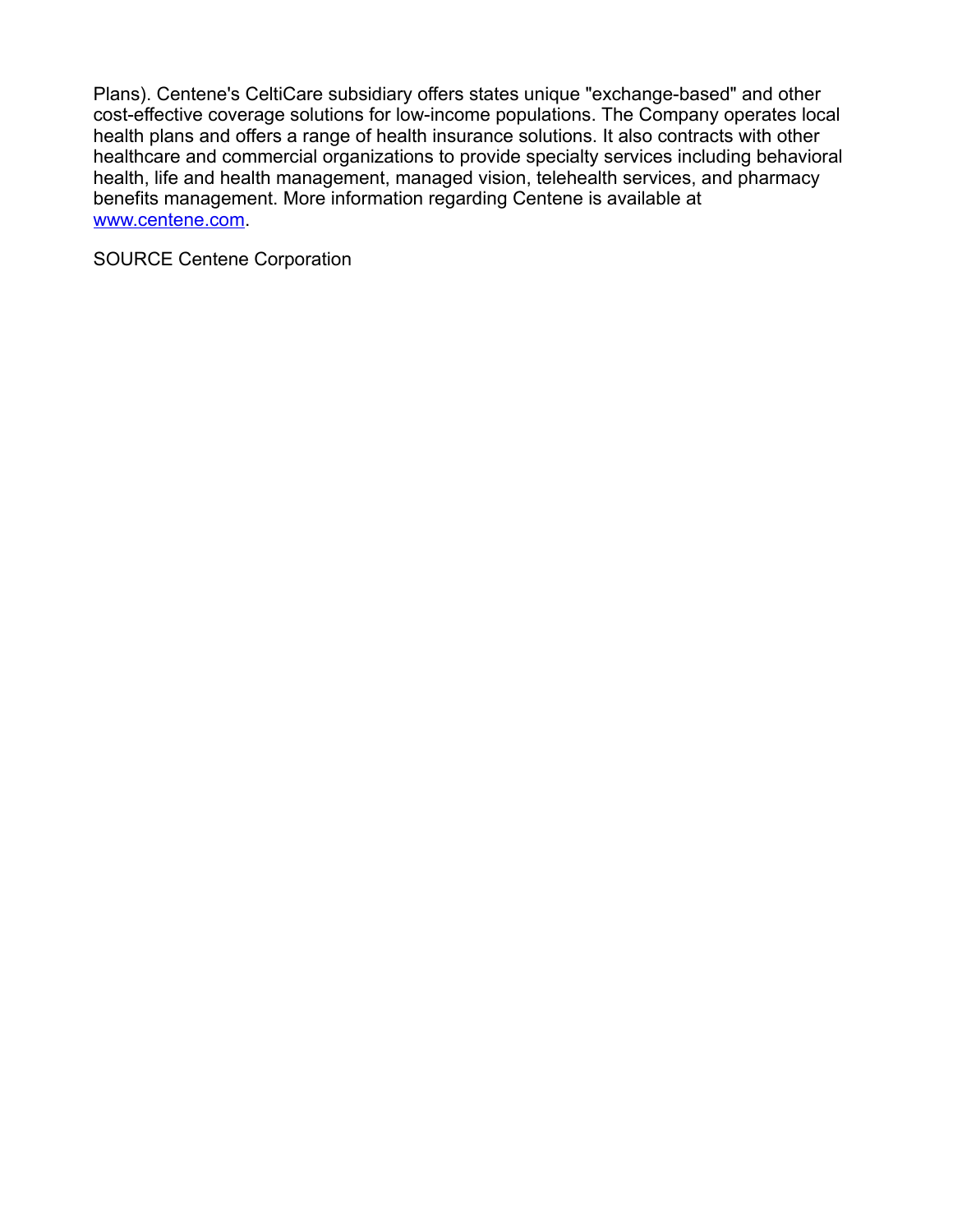Plans). Centene's CeltiCare subsidiary offers states unique "exchange-based" and other cost-effective coverage solutions for low-income populations. The Company operates local health plans and offers a range of health insurance solutions. It also contracts with other healthcare and commercial organizations to provide specialty services including behavioral health, life and health management, managed vision, telehealth services, and pharmacy benefits management. More information regarding Centene is available at [www.centene.com](http://www.centene.com).

SOURCE Centene Corporation